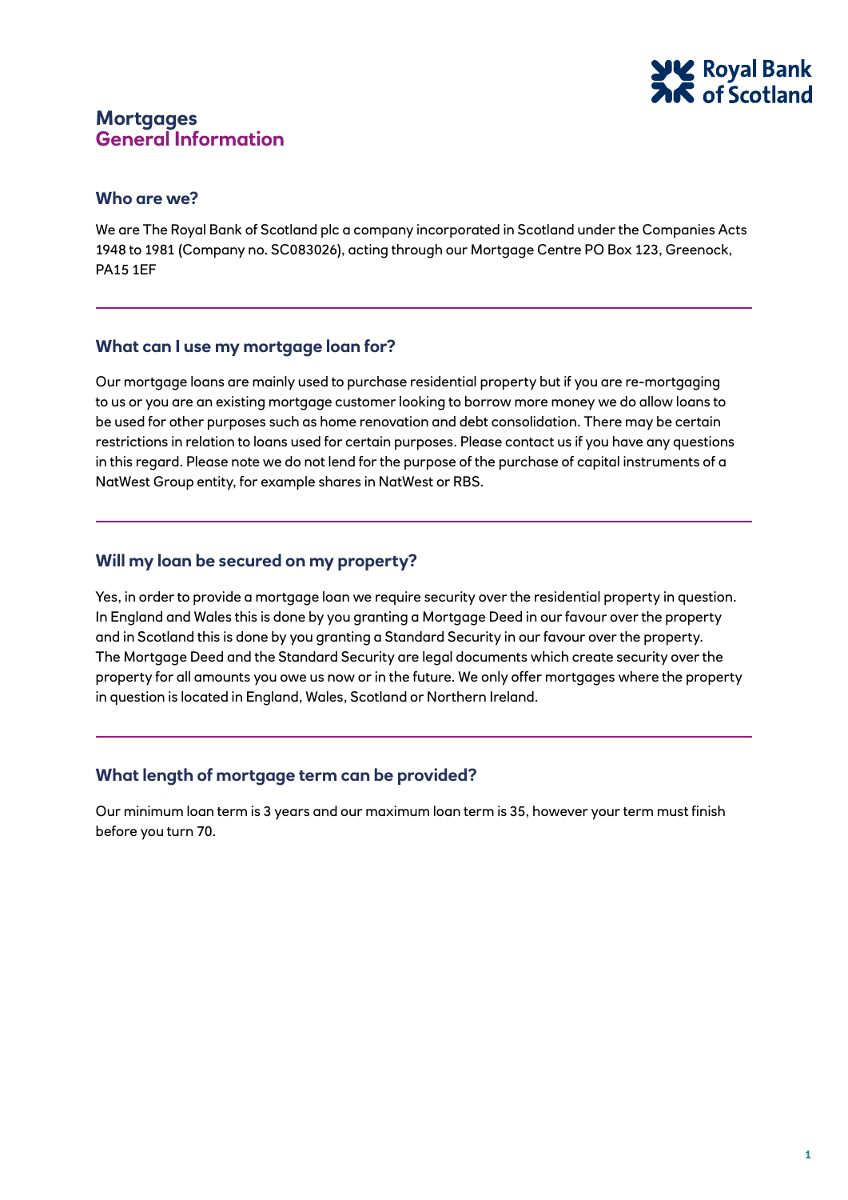# Mortgages
# General Information

## Who are we?

We are The Royal Bank of Scotland plc a company incorporated in Scotland under the Companies Acts 1948 to 1981 (Company no. SC083026), acting through our Mortgage Centre PO Box 123, Greenock, PA15 1EF

## What can I use my mortgage loan for?

Our mortgage loans are mainly used to purchase residential property but if you are re-mortgaging to us or you are an existing mortgage customer looking to borrow more money we do allow loans to be used for other purposes such as home renovation and debt consolidation. There may be certain restrictions in relation to loans used for certain purposes. Please contact us if you have any questions in this regard. Please note we do not lend for the purpose of the purchase of capital instruments of a NatWest Group entity, for example shares in NatWest or RBS.

## Will my loan be secured on my property?

Yes, in order to provide a mortgage loan we require security over the residential property in question. In England and Wales this is done by you granting a Mortgage Deed in our favour over the property and in Scotland this is done by you granting a Standard Security in our favour over the property. The Mortgage Deed and the Standard Security are legal documents which create security over the property for all amounts you owe us now or in the future. We only offer mortgages where the property in question is located in England, Wales, Scotland or Northern Ireland.

## What length of mortgage term can be provided?

Our minimum loan term is 3 years and our maximum loan term is 35, however your term must finish before you turn 70.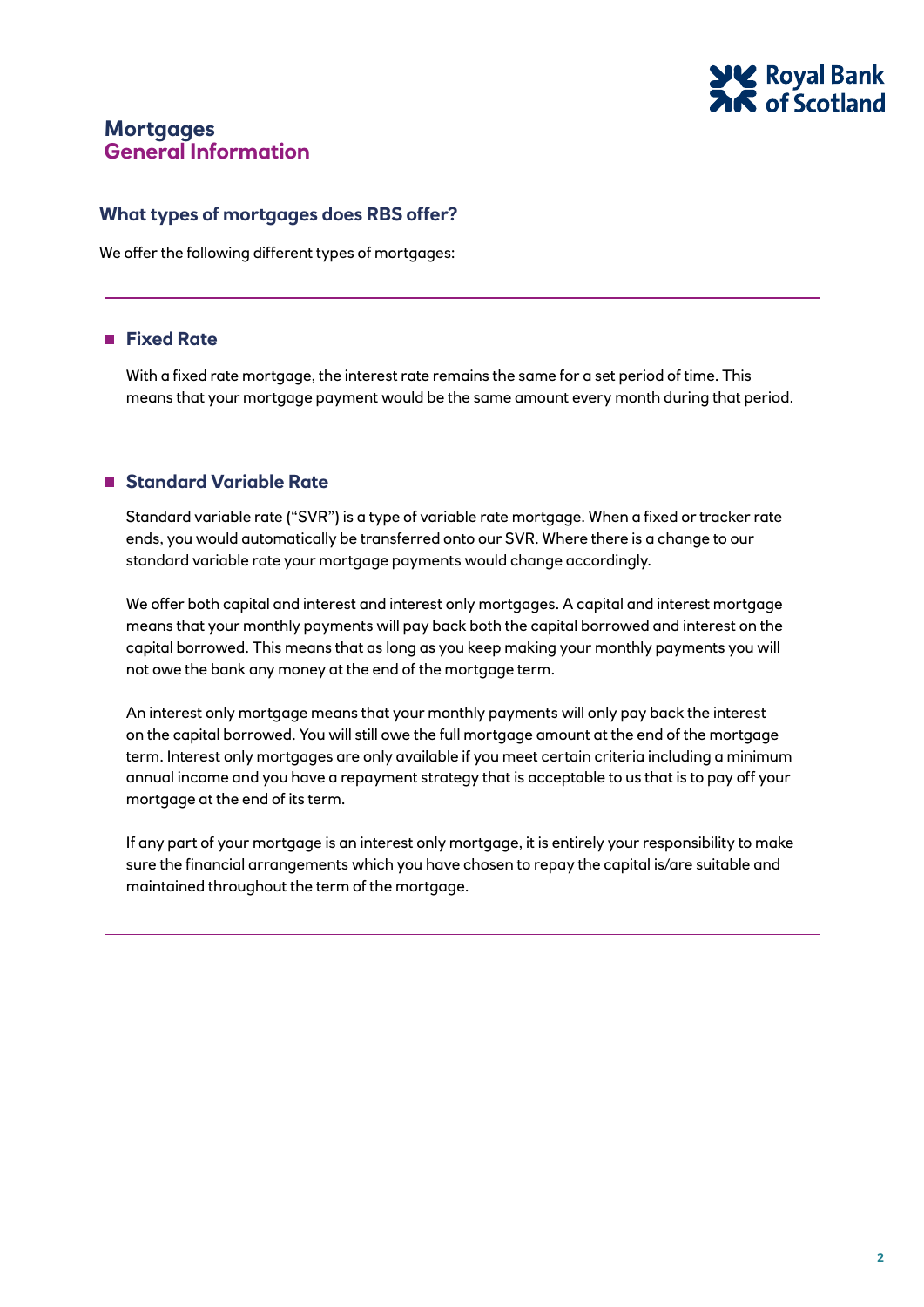# Mortgages
## General Information

### What types of mortgages does RBS offer?

We offer the following different types of mortgages:

---

- **Fixed Rate**

  With a fixed rate mortgage, the interest rate remains the same for a set period of time. This means that your mortgage payment would be the same amount every month during that period.

- **Standard Variable Rate**

  Standard variable rate ("SVR") is a type of variable rate mortgage. When a fixed or tracker rate ends, you would automatically be transferred onto our SVR. Where there is a change to our standard variable rate your mortgage payments would change accordingly.

  We offer both capital and interest and interest only mortgages. A capital and interest mortgage means that your monthly payments will pay back both the capital borrowed and interest on the capital borrowed. This means that as long as you keep making your monthly payments you will not owe the bank any money at the end of the mortgage term.

  An interest only mortgage means that your monthly payments will only pay back the interest on the capital borrowed. You will still owe the full mortgage amount at the end of the mortgage term. Interest only mortgages are only available if you meet certain criteria including a minimum annual income and you have a repayment strategy that is acceptable to us that is to pay off your mortgage at the end of its term.

  If any part of your mortgage is an interest only mortgage, it is entirely your responsibility to make sure the financial arrangements which you have chosen to repay the capital is/are suitable and maintained throughout the term of the mortgage.

---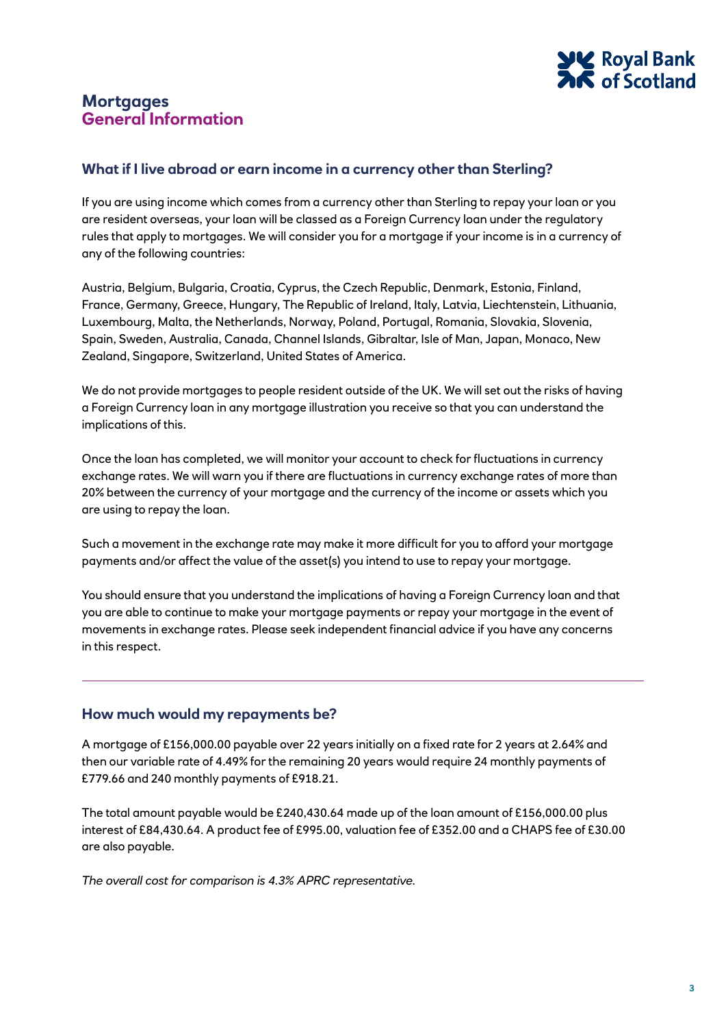# Mortgages
## General Information

### What if I live abroad or earn income in a currency other than Sterling?

If you are using income which comes from a currency other than Sterling to repay your loan or you are resident overseas, your loan will be classed as a Foreign Currency loan under the regulatory rules that apply to mortgages. We will consider you for a mortgage if your income is in a currency of any of the following countries:

Austria, Belgium, Bulgaria, Croatia, Cyprus, the Czech Republic, Denmark, Estonia, Finland, France, Germany, Greece, Hungary, The Republic of Ireland, Italy, Latvia, Liechtenstein, Lithuania, Luxembourg, Malta, the Netherlands, Norway, Poland, Portugal, Romania, Slovakia, Slovenia, Spain, Sweden, Australia, Canada, Channel Islands, Gibraltar, Isle of Man, Japan, Monaco, New Zealand, Singapore, Switzerland, United States of America.

We do not provide mortgages to people resident outside of the UK. We will set out the risks of having a Foreign Currency loan in any mortgage illustration you receive so that you can understand the implications of this.

Once the loan has completed, we will monitor your account to check for fluctuations in currency exchange rates. We will warn you if there are fluctuations in currency exchange rates of more than 20% between the currency of your mortgage and the currency of the income or assets which you are using to repay the loan.

Such a movement in the exchange rate may make it more difficult for you to afford your mortgage payments and/or affect the value of the asset(s) you intend to use to repay your mortgage.

You should ensure that you understand the implications of having a Foreign Currency loan and that you are able to continue to make your mortgage payments or repay your mortgage in the event of movements in exchange rates. Please seek independent financial advice if you have any concerns in this respect.

---

### How much would my repayments be?

A mortgage of £156,000.00 payable over 22 years initially on a fixed rate for 2 years at 2.64% and then our variable rate of 4.49% for the remaining 20 years would require 24 monthly payments of £779.66 and 240 monthly payments of £918.21.

The total amount payable would be £240,430.64 made up of the loan amount of £156,000.00 plus interest of £84,430.64. A product fee of £995.00, valuation fee of £352.00 and a CHAPS fee of £30.00 are also payable.

*The overall cost for comparison is 4.3% APRC representative.*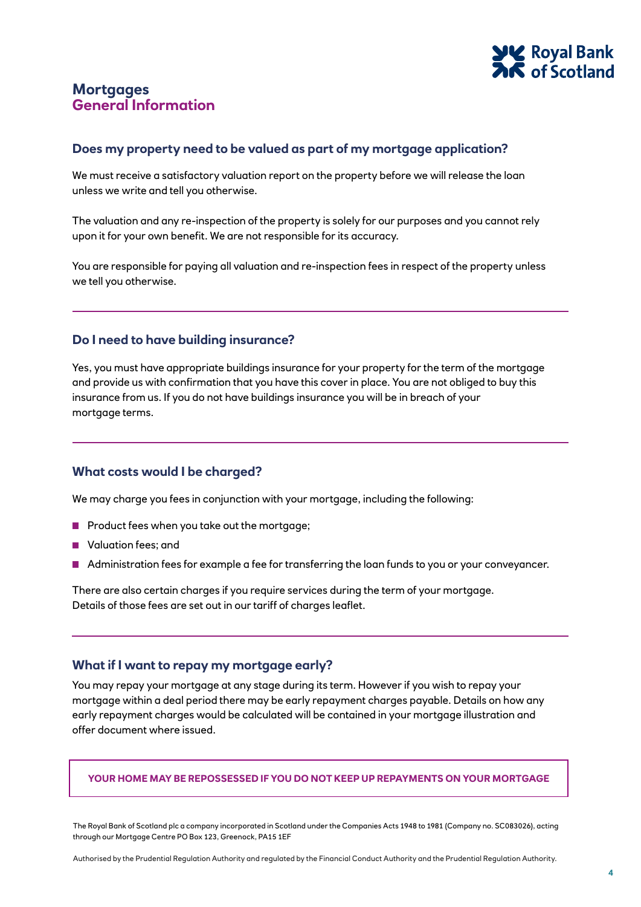# Mortgages
## General Information

### Does my property need to be valued as part of my mortgage application?

We must receive a satisfactory valuation report on the property before we will release the loan unless we write and tell you otherwise.

The valuation and any re-inspection of the property is solely for our purposes and you cannot rely upon it for your own benefit. We are not responsible for its accuracy.

You are responsible for paying all valuation and re-inspection fees in respect of the property unless we tell you otherwise.

---

### Do I need to have building insurance?

Yes, you must have appropriate buildings insurance for your property for the term of the mortgage and provide us with confirmation that you have this cover in place. You are not obliged to buy this insurance from us. If you do not have buildings insurance you will be in breach of your mortgage terms.

---

### What costs would I be charged?

We may charge you fees in conjunction with your mortgage, including the following:

- Product fees when you take out the mortgage;
- Valuation fees; and
- Administration fees for example a fee for transferring the loan funds to you or your conveyancer.

There are also certain charges if you require services during the term of your mortgage. Details of those fees are set out in our tariff of charges leaflet.

---

### What if I want to repay my mortgage early?

You may repay your mortgage at any stage during its term. However if you wish to repay your mortgage within a deal period there may be early repayment charges payable. Details on how any early repayment charges would be calculated will be contained in your mortgage illustration and offer document where issued.

**YOUR HOME MAY BE REPOSSESSED IF YOU DO NOT KEEP UP REPAYMENTS ON YOUR MORTGAGE**

The Royal Bank of Scotland plc a company incorporated in Scotland under the Companies Acts 1948 to 1981 (Company no. SC083026), acting through our Mortgage Centre PO Box 123, Greenock, PA15 1EF

Authorised by the Prudential Regulation Authority and regulated by the Financial Conduct Authority and the Prudential Regulation Authority.